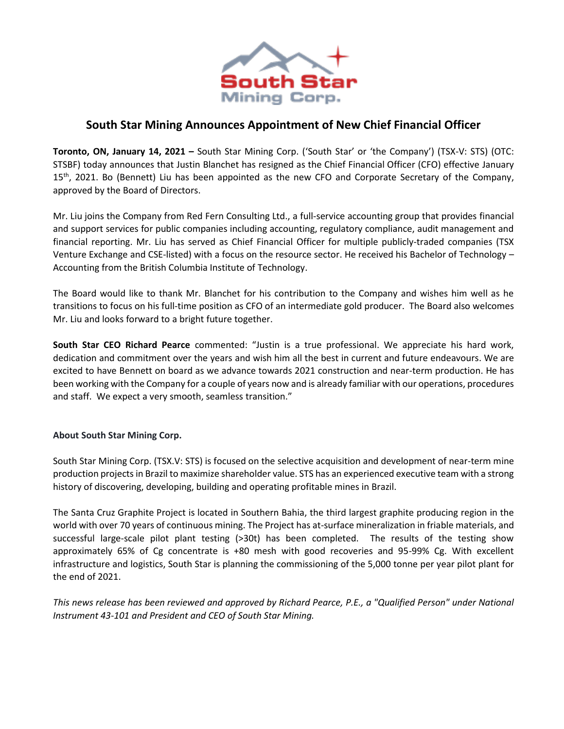# South Star Mining Announces Appointment of New Chief Financial Officer

**Toronto, ON, January 14, 2021 –** South Star Mining Corp. ('South Star' or 'the Company') (TSX-V: STS) (OTC: STSBF) today announces that Justin Blanchet has resigned as the Chief Financial Officer (CFO) effective January 15th, 2021. Bo (Bennett) Liu has been appointed as the new CFO and Corporate Secretary of the Company, approved by the Board of Directors.

Mr. Liu joins the Company from Red Fern Consulting Ltd., a full-service accounting group that provides financial and support services for public companies including accounting, regulatory compliance, audit management and financial reporting. Mr. Liu has served as Chief Financial Officer for multiple publicly-traded companies (TSX Venture Exchange and CSE-listed) with a focus on the resource sector. He received his Bachelor of Technology – Accounting from the British Columbia Institute of Technology.

The Board would like to thank Mr. Blanchet for his contribution to the Company and wishes him well as he transitions to focus on his full-time position as CFO of an intermediate gold producer. The Board also welcomes Mr. Liu and looks forward to a bright future together.

**South Star CEO Richard Pearce** commented: "Justin is a true professional. We appreciate his hard work, dedication and commitment over the years and wish him all the best in current and future endeavours. We are excited to have Bennett on board as we advance towards 2021 construction and near-term production. He has been working with the Company for a couple of years now and is already familiar with our operations, procedures and staff. We expect a very smooth, seamless transition."

**About South Star Mining Corp.**

South Star Mining Corp. (TSX.V: STS) is focused on the selective acquisition and development of near-term mine production projects in Brazil to maximize shareholder value. STS has an experienced executive team with a strong history of discovering, developing, building and operating profitable mines in Brazil.

The Santa Cruz Graphite Project is located in Southern Bahia, the third largest graphite producing region in the world with over 70 years of continuous mining. The Project has at-surface mineralization in friable materials, and successful large-scale pilot plant testing (>30t) has been completed. The results of the testing show approximately 65% of Cg concentrate is +80 mesh with good recoveries and 95-99% Cg. With excellent infrastructure and logistics, South Star is planning the commissioning of the 5,000 tonne per year pilot plant for the end of 2021.

*This news release has been reviewed and approved by Richard Pearce, P.E., a "Qualified Person" under National Instrument 43-101 and President and CEO of South Star Mining.*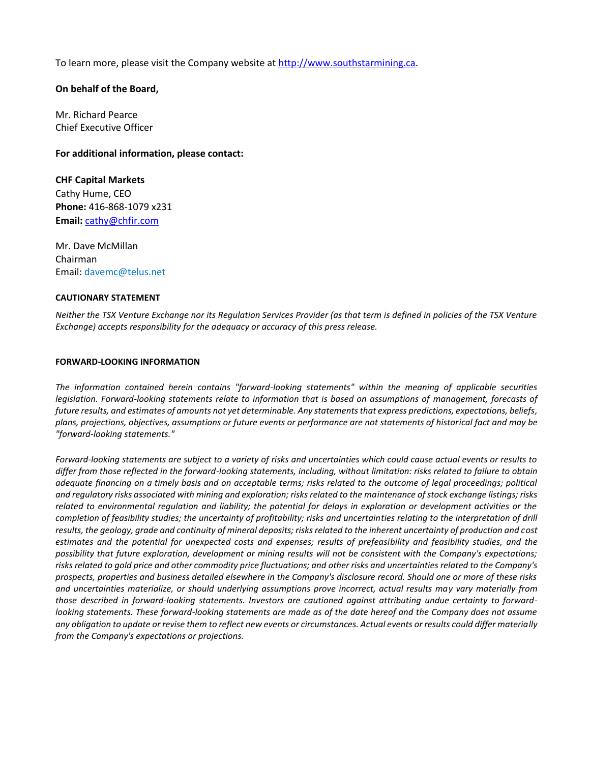To learn more, please visit the Company website at http://www.southstarmining.ca.

**On behalf of the Board,**

Mr. Richard Pearce
Chief Executive Officer

**For additional information, please contact:**

**CHF Capital Markets**
Cathy Hume, CEO
**Phone:** 416-868-1079 x231
**Email:** cathy@chfir.com

Mr. Dave McMillan
Chairman
Email: davemc@telus.net

#### CAUTIONARY STATEMENT

*Neither the TSX Venture Exchange nor its Regulation Services Provider (as that term is defined in policies of the TSX Venture Exchange) accepts responsibility for the adequacy or accuracy of this press release.*

#### FORWARD-LOOKING INFORMATION

*The information contained herein contains "forward-looking statements" within the meaning of applicable securities legislation. Forward-looking statements relate to information that is based on assumptions of management, forecasts of future results, and estimates of amounts not yet determinable. Any statements that express predictions, expectations, beliefs, plans, projections, objectives, assumptions or future events or performance are not statements of historical fact and may be "forward-looking statements."*

*Forward-looking statements are subject to a variety of risks and uncertainties which could cause actual events or results to differ from those reflected in the forward-looking statements, including, without limitation: risks related to failure to obtain adequate financing on a timely basis and on acceptable terms; risks related to the outcome of legal proceedings; political and regulatory risks associated with mining and exploration; risks related to the maintenance of stock exchange listings; risks related to environmental regulation and liability; the potential for delays in exploration or development activities or the completion of feasibility studies; the uncertainty of profitability; risks and uncertainties relating to the interpretation of drill results, the geology, grade and continuity of mineral deposits; risks related to the inherent uncertainty of production and cost estimates and the potential for unexpected costs and expenses; results of prefeasibility and feasibility studies, and the possibility that future exploration, development or mining results will not be consistent with the Company's expectations; risks related to gold price and other commodity price fluctuations; and other risks and uncertainties related to the Company's prospects, properties and business detailed elsewhere in the Company's disclosure record. Should one or more of these risks and uncertainties materialize, or should underlying assumptions prove incorrect, actual results may vary materially from those described in forward-looking statements. Investors are cautioned against attributing undue certainty to forward-looking statements. These forward-looking statements are made as of the date hereof and the Company does not assume any obligation to update or revise them to reflect new events or circumstances. Actual events or results could differ materially from the Company's expectations or projections.*